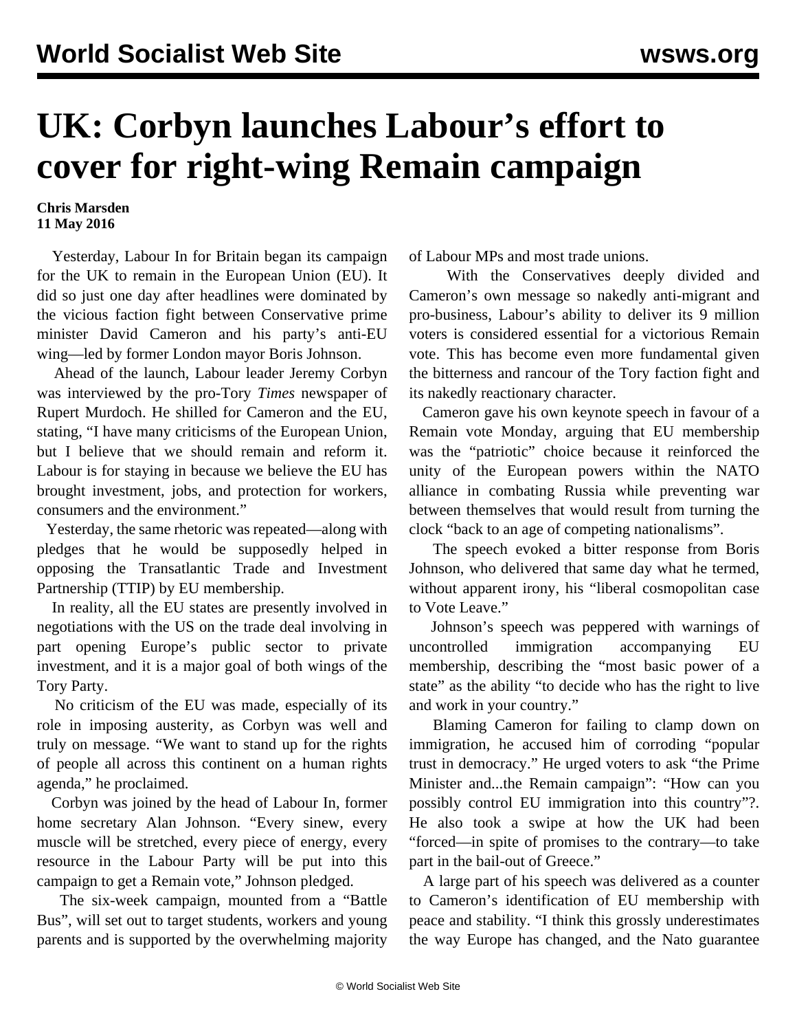# UK: Corbyn launches Labour's effort to cover for right-wing Remain campaign

**Chris Marsden**
**11 May 2016**

Yesterday, Labour In for Britain began its campaign for the UK to remain in the European Union (EU). It did so just one day after headlines were dominated by the vicious faction fight between Conservative prime minister David Cameron and his party's anti-EU wing—led by former London mayor Boris Johnson.

Ahead of the launch, Labour leader Jeremy Corbyn was interviewed by the pro-Tory *Times* newspaper of Rupert Murdoch. He shilled for Cameron and the EU, stating, "I have many criticisms of the European Union, but I believe that we should remain and reform it. Labour is for staying in because we believe the EU has brought investment, jobs, and protection for workers, consumers and the environment."

Yesterday, the same rhetoric was repeated—along with pledges that he would be supposedly helped in opposing the Transatlantic Trade and Investment Partnership (TTIP) by EU membership.

In reality, all the EU states are presently involved in negotiations with the US on the trade deal involving in part opening Europe's public sector to private investment, and it is a major goal of both wings of the Tory Party.

No criticism of the EU was made, especially of its role in imposing austerity, as Corbyn was well and truly on message. "We want to stand up for the rights of people all across this continent on a human rights agenda," he proclaimed.

Corbyn was joined by the head of Labour In, former home secretary Alan Johnson. "Every sinew, every muscle will be stretched, every piece of energy, every resource in the Labour Party will be put into this campaign to get a Remain vote," Johnson pledged.

The six-week campaign, mounted from a "Battle Bus", will set out to target students, workers and young parents and is supported by the overwhelming majority of Labour MPs and most trade unions.

With the Conservatives deeply divided and Cameron's own message so nakedly anti-migrant and pro-business, Labour's ability to deliver its 9 million voters is considered essential for a victorious Remain vote. This has become even more fundamental given the bitterness and rancour of the Tory faction fight and its nakedly reactionary character.

Cameron gave his own keynote speech in favour of a Remain vote Monday, arguing that EU membership was the "patriotic" choice because it reinforced the unity of the European powers within the NATO alliance in combating Russia while preventing war between themselves that would result from turning the clock "back to an age of competing nationalisms".

The speech evoked a bitter response from Boris Johnson, who delivered that same day what he termed, without apparent irony, his "liberal cosmopolitan case to Vote Leave."

Johnson's speech was peppered with warnings of uncontrolled immigration accompanying EU membership, describing the "most basic power of a state" as the ability "to decide who has the right to live and work in your country."

Blaming Cameron for failing to clamp down on immigration, he accused him of corroding "popular trust in democracy." He urged voters to ask "the Prime Minister and...the Remain campaign": "How can you possibly control EU immigration into this country"?. He also took a swipe at how the UK had been "forced—in spite of promises to the contrary—to take part in the bail-out of Greece."

A large part of his speech was delivered as a counter to Cameron's identification of EU membership with peace and stability. "I think this grossly underestimates the way Europe has changed, and the Nato guarantee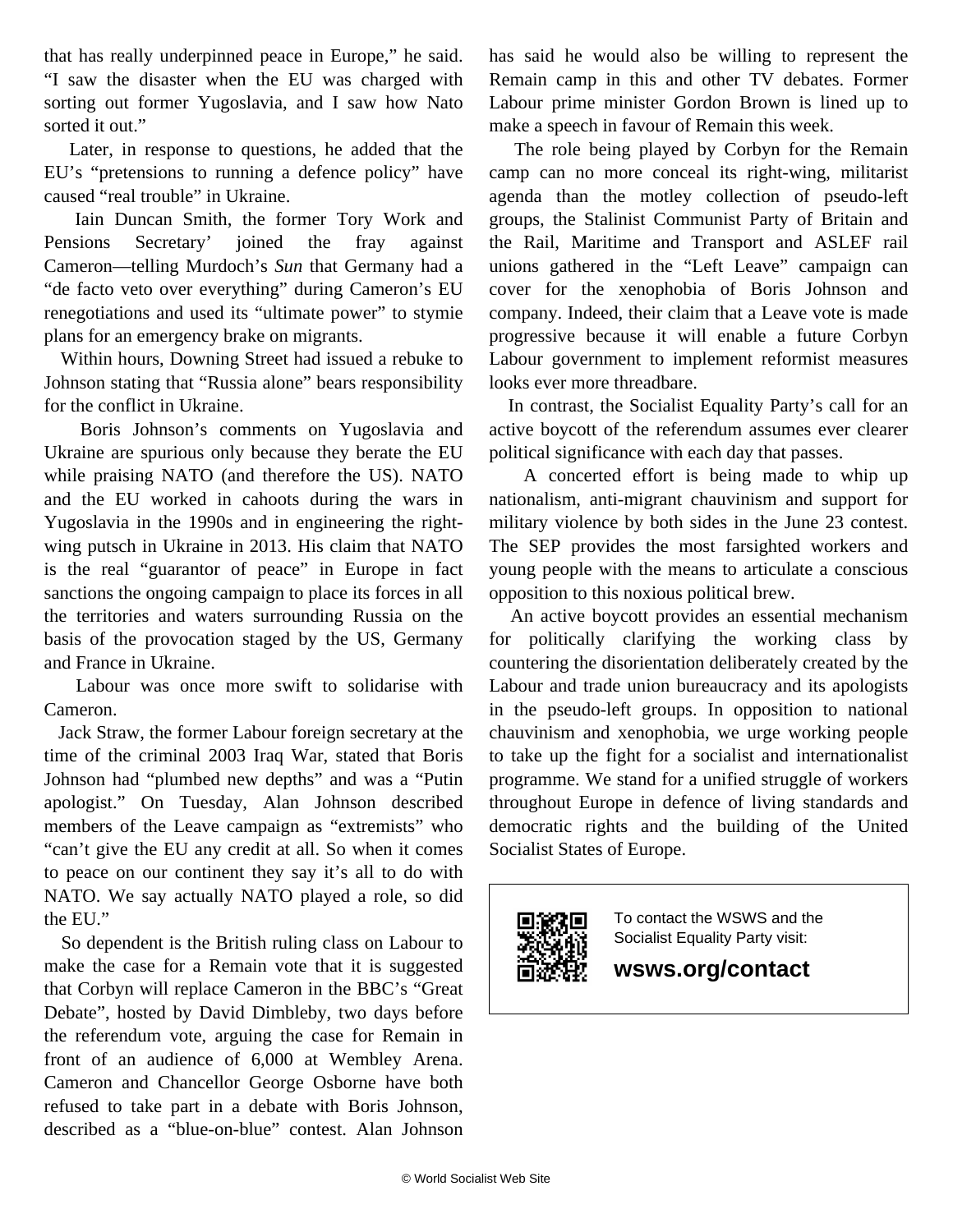that has really underpinned peace in Europe," he said. "I saw the disaster when the EU was charged with sorting out former Yugoslavia, and I saw how Nato sorted it out."

Later, in response to questions, he added that the EU's "pretensions to running a defence policy" have caused "real trouble" in Ukraine.

Iain Duncan Smith, the former Tory Work and Pensions Secretary' joined the fray against Cameron—telling Murdoch's *Sun* that Germany had a "de facto veto over everything" during Cameron's EU renegotiations and used its "ultimate power" to stymie plans for an emergency brake on migrants.

Within hours, Downing Street had issued a rebuke to Johnson stating that "Russia alone" bears responsibility for the conflict in Ukraine.

Boris Johnson's comments on Yugoslavia and Ukraine are spurious only because they berate the EU while praising NATO (and therefore the US). NATO and the EU worked in cahoots during the wars in Yugoslavia in the 1990s and in engineering the right-wing putsch in Ukraine in 2013. His claim that NATO is the real "guarantor of peace" in Europe in fact sanctions the ongoing campaign to place its forces in all the territories and waters surrounding Russia on the basis of the provocation staged by the US, Germany and France in Ukraine.

Labour was once more swift to solidarise with Cameron.

Jack Straw, the former Labour foreign secretary at the time of the criminal 2003 Iraq War, stated that Boris Johnson had "plumbed new depths" and was a "Putin apologist." On Tuesday, Alan Johnson described members of the Leave campaign as "extremists" who "can't give the EU any credit at all. So when it comes to peace on our continent they say it's all to do with NATO. We say actually NATO played a role, so did the EU."

So dependent is the British ruling class on Labour to make the case for a Remain vote that it is suggested that Corbyn will replace Cameron in the BBC's "Great Debate", hosted by David Dimbleby, two days before the referendum vote, arguing the case for Remain in front of an audience of 6,000 at Wembley Arena. Cameron and Chancellor George Osborne have both refused to take part in a debate with Boris Johnson, described as a "blue-on-blue" contest. Alan Johnson has said he would also be willing to represent the Remain camp in this and other TV debates. Former Labour prime minister Gordon Brown is lined up to make a speech in favour of Remain this week.

The role being played by Corbyn for the Remain camp can no more conceal its right-wing, militarist agenda than the motley collection of pseudo-left groups, the Stalinist Communist Party of Britain and the Rail, Maritime and Transport and ASLEF rail unions gathered in the "Left Leave" campaign can cover for the xenophobia of Boris Johnson and company. Indeed, their claim that a Leave vote is made progressive because it will enable a future Corbyn Labour government to implement reformist measures looks ever more threadbare.

In contrast, the Socialist Equality Party's call for an active boycott of the referendum assumes ever clearer political significance with each day that passes.

A concerted effort is being made to whip up nationalism, anti-migrant chauvinism and support for military violence by both sides in the June 23 contest. The SEP provides the most farsighted workers and young people with the means to articulate a conscious opposition to this noxious political brew.

An active boycott provides an essential mechanism for politically clarifying the working class by countering the disorientation deliberately created by the Labour and trade union bureaucracy and its apologists in the pseudo-left groups. In opposition to national chauvinism and xenophobia, we urge working people to take up the fight for a socialist and internationalist programme. We stand for a unified struggle of workers throughout Europe in defence of living standards and democratic rights and the building of the United Socialist States of Europe.

To contact the WSWS and the Socialist Equality Party visit:

**wsws.org/contact**